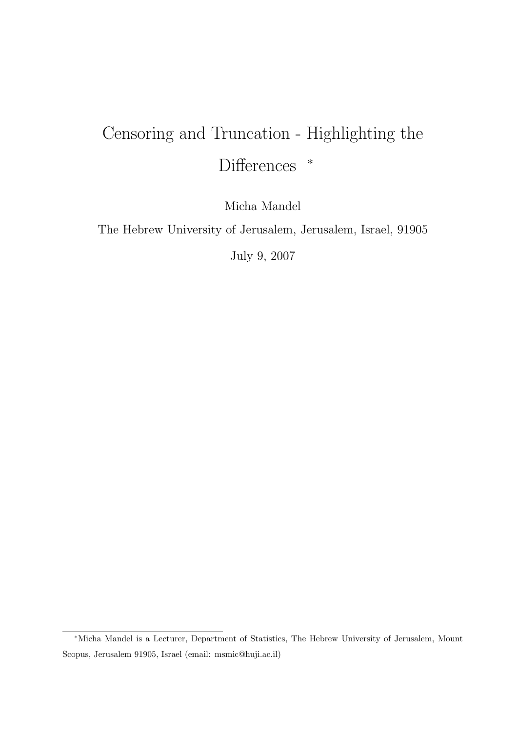# Censoring and Truncation - Highlighting the Differences [*]

Micha Mandel

The Hebrew University of Jerusalem, Jerusalem, Israel, 91905

July 9, 2007

---

[*] Micha Mandel is a Lecturer, Department of Statistics, The Hebrew University of Jerusalem, Mount Scopus, Jerusalem 91905, Israel (email: msmic@huji.ac.il)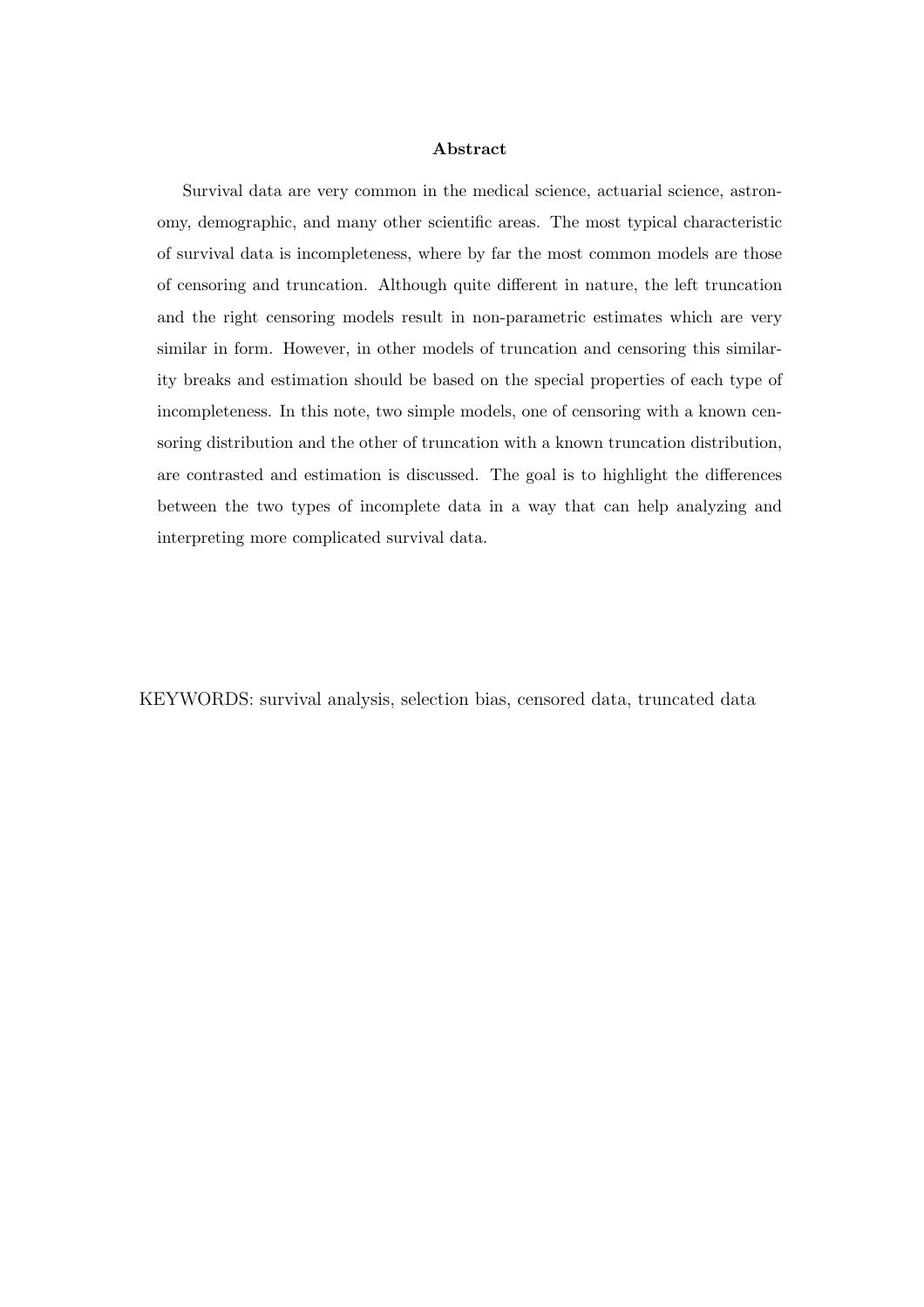**Abstract**

Survival data are very common in the medical science, actuarial science, astronomy, demographic, and many other scientific areas. The most typical characteristic of survival data is incompleteness, where by far the most common models are those of censoring and truncation. Although quite different in nature, the left truncation and the right censoring models result in non-parametric estimates which are very similar in form. However, in other models of truncation and censoring this similarity breaks and estimation should be based on the special properties of each type of incompleteness. In this note, two simple models, one of censoring with a known censoring distribution and the other of truncation with a known truncation distribution, are contrasted and estimation is discussed. The goal is to highlight the differences between the two types of incomplete data in a way that can help analyzing and interpreting more complicated survival data.

KEYWORDS: survival analysis, selection bias, censored data, truncated data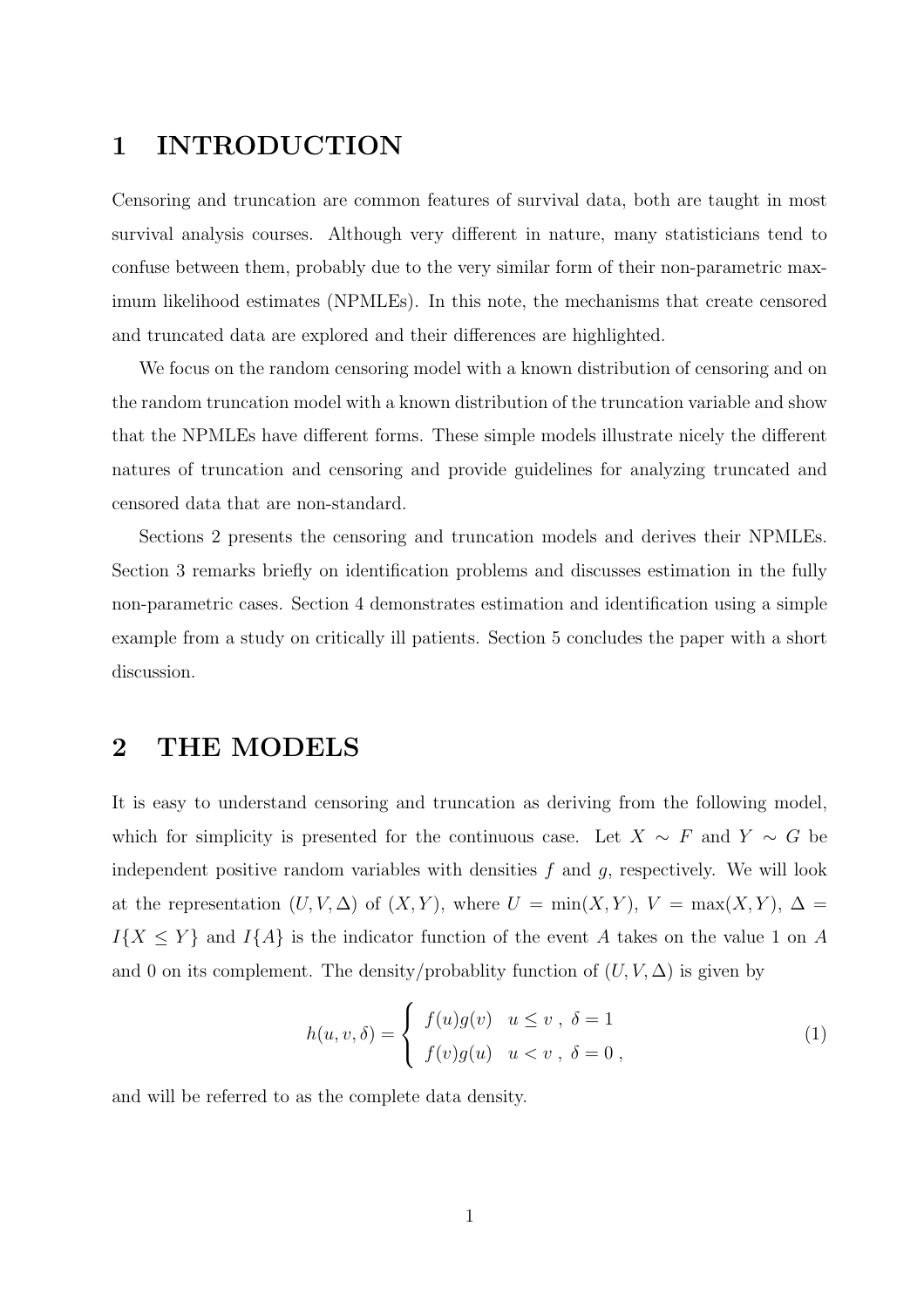# 1 INTRODUCTION

Censoring and truncation are common features of survival data, both are taught in most survival analysis courses. Although very different in nature, many statisticians tend to confuse between them, probably due to the very similar form of their non-parametric maximum likelihood estimates (NPMLEs). In this note, the mechanisms that create censored and truncated data are explored and their differences are highlighted.

We focus on the random censoring model with a known distribution of censoring and on the random truncation model with a known distribution of the truncation variable and show that the NPMLEs have different forms. These simple models illustrate nicely the different natures of truncation and censoring and provide guidelines for analyzing truncated and censored data that are non-standard.

Sections 2 presents the censoring and truncation models and derives their NPMLEs. Section 3 remarks briefly on identification problems and discusses estimation in the fully non-parametric cases. Section 4 demonstrates estimation and identification using a simple example from a study on critically ill patients. Section 5 concludes the paper with a short discussion.

# 2 THE MODELS

It is easy to understand censoring and truncation as deriving from the following model, which for simplicity is presented for the continuous case. Let $X \sim F$ and $Y \sim G$ be independent positive random variables with densities $f$ and $g$, respectively. We will look at the representation $(U, V, \Delta)$ of $(X, Y)$, where $U = \min(X, Y)$, $V = \max(X, Y)$, $\Delta = I\{X \leq Y\}$ and $I\{A\}$ is the indicator function of the event $A$ takes on the value 1 on $A$ and 0 on its complement. The density/probablity function of $(U, V, \Delta)$ is given by

$$h(u, v, \delta) = \begin{cases} f(u)g(v) & u \leq v \ , \ \delta = 1 \\ f(v)g(u) & u < v \ , \ \delta = 0 \ , \end{cases} \tag{1}$$

and will be referred to as the complete data density.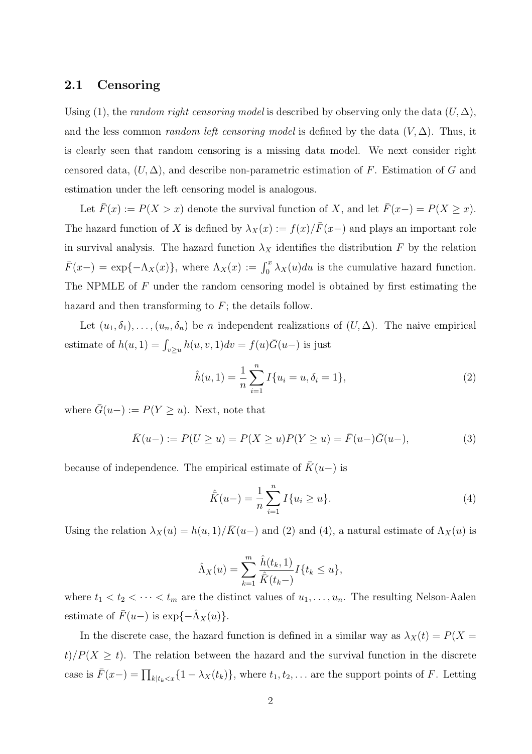### 2.1 Censoring

Using (1), the *random right censoring model* is described by observing only the data $(U, \Delta)$, and the less common *random left censoring model* is defined by the data $(V, \Delta)$. Thus, it is clearly seen that random censoring is a missing data model. We next consider right censored data, $(U, \Delta)$, and describe non-parametric estimation of $F$. Estimation of $G$ and estimation under the left censoring model is analogous.

Let $\bar{F}(x) := P(X > x)$ denote the survival function of $X$, and let $\bar{F}(x-) = P(X \geq x)$. The hazard function of $X$ is defined by $\lambda_X(x) := f(x)/\bar{F}(x-)$ and plays an important role in survival analysis. The hazard function $\lambda_X$ identifies the distribution $F$ by the relation $\bar{F}(x-) = \exp\{-\Lambda_X(x)\}$, where $\Lambda_X(x) := \int_0^x \lambda_X(u)du$ is the cumulative hazard function. The NPMLE of $F$ under the random censoring model is obtained by first estimating the hazard and then transforming to $F$; the details follow.

Let $(u_1, \delta_1), \ldots, (u_n, \delta_n)$ be $n$ independent realizations of $(U, \Delta)$. The naive empirical estimate of $h(u, 1) = \int_{v \geq u} h(u, v, 1)dv = f(u)\bar{G}(u-)$ is just

$$\hat{h}(u, 1) = \frac{1}{n} \sum_{i=1}^{n} I\{u_i = u, \delta_i = 1\}, \tag{2}$$

where $\bar{G}(u-) := P(Y \geq u)$. Next, note that

$$\bar{K}(u-) := P(U \geq u) = P(X \geq u)P(Y \geq u) = \bar{F}(u-)\bar{G}(u-), \tag{3}$$

because of independence. The empirical estimate of $\bar{K}(u-)$ is

$$\hat{\bar{K}}(u-) = \frac{1}{n} \sum_{i=1}^{n} I\{u_i \geq u\}. \tag{4}$$

Using the relation $\lambda_X(u) = h(u, 1)/\bar{K}(u-)$ and (2) and (4), a natural estimate of $\Lambda_X(u)$ is

$$\hat{\Lambda}_X(u) = \sum_{k=1}^{m} \frac{\hat{h}(t_k, 1)}{\hat{\bar{K}}(t_k-)} I\{t_k \leq u\},$$

where $t_1 < t_2 < \cdots < t_m$ are the distinct values of $u_1, \ldots, u_n$. The resulting Nelson-Aalen estimate of $\bar{F}(u-)$ is $\exp\{-\hat{\Lambda}_X(u)\}$.

In the discrete case, the hazard function is defined in a similar way as $\lambda_X(t) = P(X = t)/P(X \geq t)$. The relation between the hazard and the survival function in the discrete case is $\bar{F}(x-) = \prod_{k|t_k < x}\{1 - \lambda_X(t_k)\}$, where $t_1, t_2, \ldots$ are the support points of $F$. Letting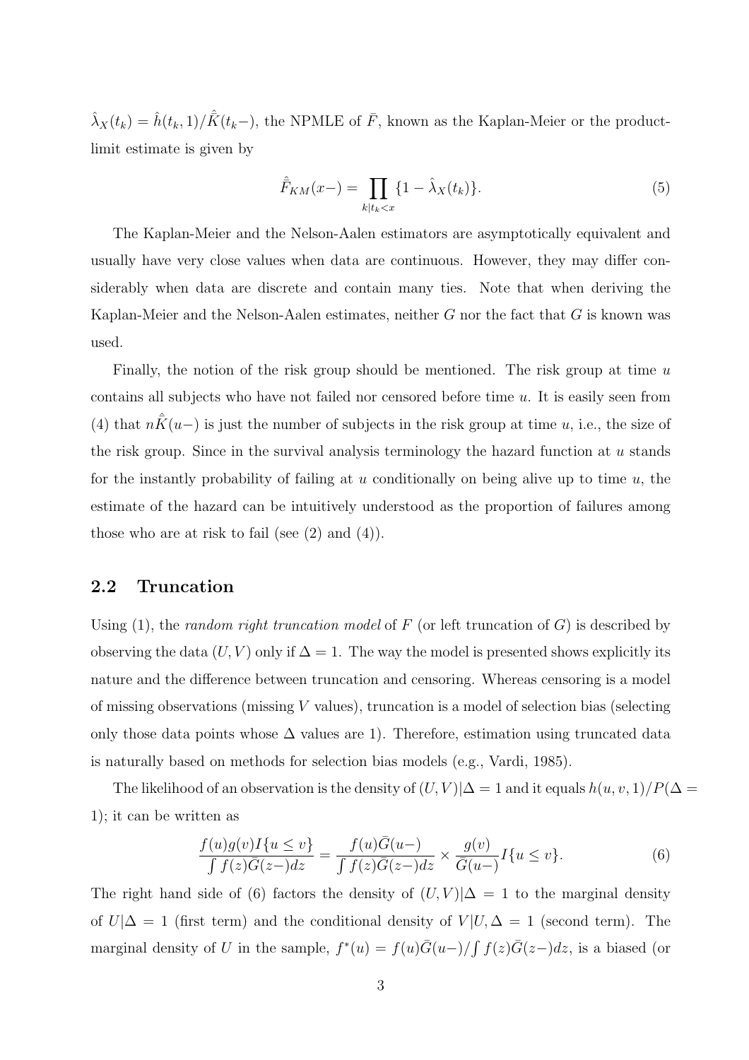$\hat{\lambda}_X(t_k) = \hat{h}(t_k, 1)/\hat{\bar{K}}(t_k-)$, the NPMLE of $\bar{F}$, known as the Kaplan-Meier or the product-limit estimate is given by

$$\hat{\bar{F}}_{KM}(x-) = \prod_{k|t_k<x} \{1 - \hat{\lambda}_X(t_k)\}. \tag{5}$$

The Kaplan-Meier and the Nelson-Aalen estimators are asymptotically equivalent and usually have very close values when data are continuous. However, they may differ considerably when data are discrete and contain many ties. Note that when deriving the Kaplan-Meier and the Nelson-Aalen estimates, neither $G$ nor the fact that $G$ is known was used.

Finally, the notion of the risk group should be mentioned. The risk group at time $u$ contains all subjects who have not failed nor censored before time $u$. It is easily seen from (4) that $n\hat{\bar{K}}(u-)$ is just the number of subjects in the risk group at time $u$, i.e., the size of the risk group. Since in the survival analysis terminology the hazard function at $u$ stands for the instantly probability of failing at $u$ conditionally on being alive up to time $u$, the estimate of the hazard can be intuitively understood as the proportion of failures among those who are at risk to fail (see (2) and (4)).

## 2.2 Truncation

Using (1), the *random right truncation model* of $F$ (or left truncation of $G$) is described by observing the data $(U, V)$ only if $\Delta = 1$. The way the model is presented shows explicitly its nature and the difference between truncation and censoring. Whereas censoring is a model of missing observations (missing $V$ values), truncation is a model of selection bias (selecting only those data points whose $\Delta$ values are 1). Therefore, estimation using truncated data is naturally based on methods for selection bias models (e.g., Vardi, 1985).

The likelihood of an observation is the density of $(U, V)|\Delta = 1$ and it equals $h(u, v, 1)/P(\Delta = 1)$; it can be written as

$$\frac{f(u)g(v)I\{u \le v\}}{\int f(z)\bar{G}(z-)dz} = \frac{f(u)\bar{G}(u-)}{\int f(z)\bar{G}(z-)dz} \times \frac{g(v)}{\bar{G}(u-)} I\{u \le v\}. \tag{6}$$

The right hand side of (6) factors the density of $(U, V)|\Delta = 1$ to the marginal density of $U|\Delta = 1$ (first term) and the conditional density of $V|U, \Delta = 1$ (second term). The marginal density of $U$ in the sample, $f^*(u) = f(u)\bar{G}(u-)/\int f(z)\bar{G}(z-)dz$, is a biased (or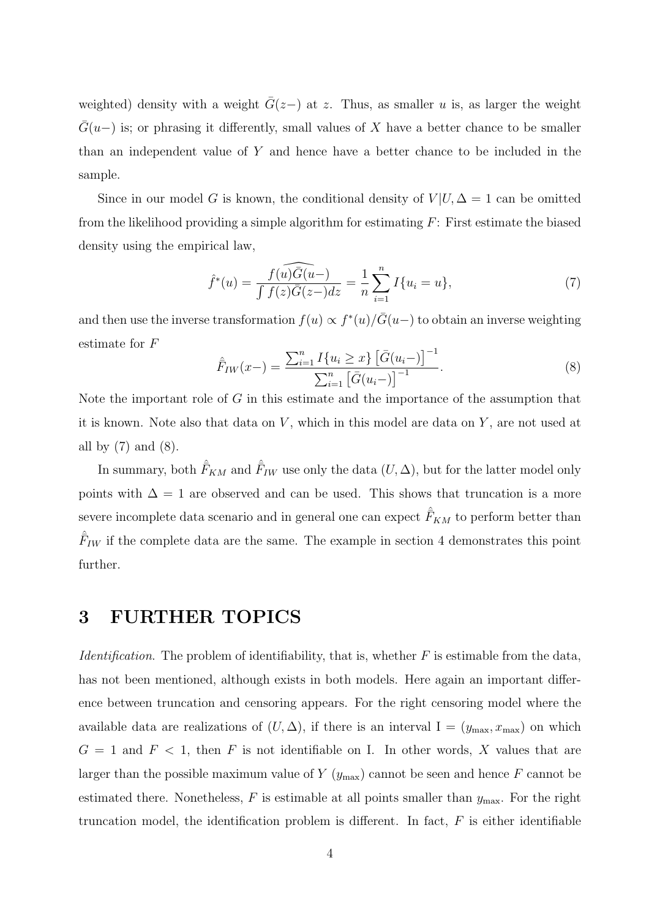weighted) density with a weight $\bar{G}(z-)$ at $z$. Thus, as smaller $u$ is, as larger the weight $\bar{G}(u-)$ is; or phrasing it differently, small values of $X$ have a better chance to be smaller than an independent value of $Y$ and hence have a better chance to be included in the sample.

Since in our model $G$ is known, the conditional density of $V|U, \Delta = 1$ can be omitted from the likelihood providing a simple algorithm for estimating $F$: First estimate the biased density using the empirical law,

$$\hat{f}^*(u) = \frac{\widehat{f(u)\bar{G}(u-)}}{\int f(z)\bar{G}(z-)dz} = \frac{1}{n}\sum_{i=1}^{n} I\{u_i = u\}, \tag{7}$$

and then use the inverse transformation $f(u) \propto f^*(u)/\bar{G}(u-)$ to obtain an inverse weighting estimate for $F$

$$\hat{\bar{F}}_{IW}(x-) = \frac{\sum_{i=1}^{n} I\{u_i \geq x\}\left[\bar{G}(u_i-)\right]^{-1}}{\sum_{i=1}^{n}\left[\bar{G}(u_i-)\right]^{-1}}. \tag{8}$$

Note the important role of $G$ in this estimate and the importance of the assumption that it is known. Note also that data on $V$, which in this model are data on $Y$, are not used at all by (7) and (8).

In summary, both $\hat{\bar{F}}_{KM}$ and $\hat{\bar{F}}_{IW}$ use only the data $(U, \Delta)$, but for the latter model only points with $\Delta = 1$ are observed and can be used. This shows that truncation is a more severe incomplete data scenario and in general one can expect $\hat{\bar{F}}_{KM}$ to perform better than $\hat{\bar{F}}_{IW}$ if the complete data are the same. The example in section 4 demonstrates this point further.

# 3 FURTHER TOPICS

*Identification.* The problem of identifiability, that is, whether $F$ is estimable from the data, has not been mentioned, although exists in both models. Here again an important difference between truncation and censoring appears. For the right censoring model where the available data are realizations of $(U, \Delta)$, if there is an interval $\mathrm{I} = (y_{\max}, x_{\max})$ on which $G = 1$ and $F < 1$, then $F$ is not identifiable on I. In other words, $X$ values that are larger than the possible maximum value of $Y$ ($y_{\max}$) cannot be seen and hence $F$ cannot be estimated there. Nonetheless, $F$ is estimable at all points smaller than $y_{\max}$. For the right truncation model, the identification problem is different. In fact, $F$ is either identifiable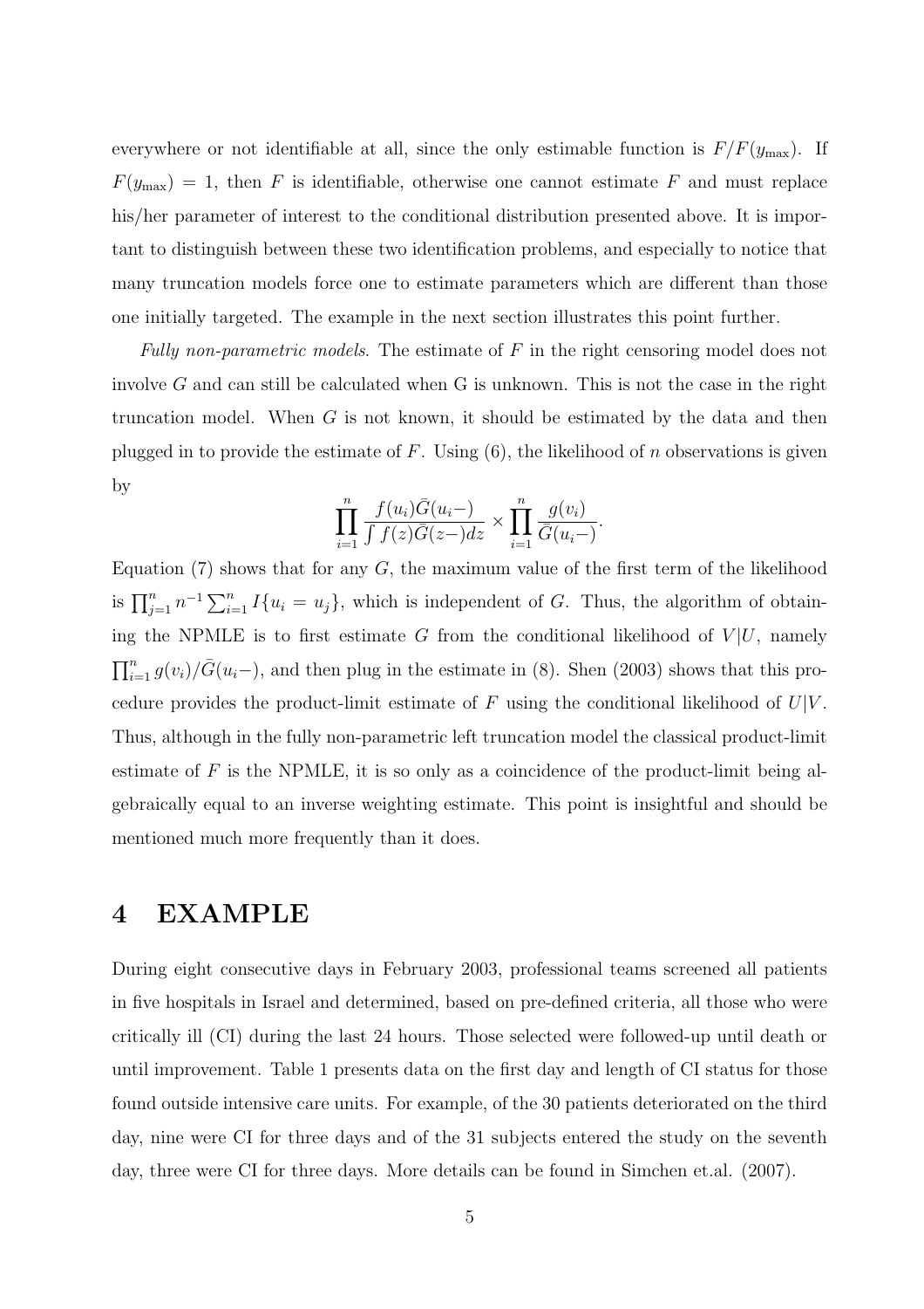everywhere or not identifiable at all, since the only estimable function is $F/F(y_{\max})$. If $F(y_{\max}) = 1$, then $F$ is identifiable, otherwise one cannot estimate $F$ and must replace his/her parameter of interest to the conditional distribution presented above. It is important to distinguish between these two identification problems, and especially to notice that many truncation models force one to estimate parameters which are different than those one initially targeted. The example in the next section illustrates this point further.

*Fully non-parametric models*. The estimate of $F$ in the right censoring model does not involve $G$ and can still be calculated when G is unknown. This is not the case in the right truncation model. When $G$ is not known, it should be estimated by the data and then plugged in to provide the estimate of $F$. Using (6), the likelihood of $n$ observations is given by

$$\prod_{i=1}^{n} \frac{f(u_i)\bar{G}(u_i-)}{\int f(z)\bar{G}(z-)dz} \times \prod_{i=1}^{n} \frac{g(v_i)}{\bar{G}(u_i-)}.$$

Equation (7) shows that for any $G$, the maximum value of the first term of the likelihood is $\prod_{j=1}^{n} n^{-1} \sum_{i=1}^{n} I\{u_i = u_j\}$, which is independent of $G$. Thus, the algorithm of obtaining the NPMLE is to first estimate $G$ from the conditional likelihood of $V|U$, namely $\prod_{i=1}^{n} g(v_i)/\bar{G}(u_i-)$, and then plug in the estimate in (8). Shen (2003) shows that this procedure provides the product-limit estimate of $F$ using the conditional likelihood of $U|V$. Thus, although in the fully non-parametric left truncation model the classical product-limit estimate of $F$ is the NPMLE, it is so only as a coincidence of the product-limit being algebraically equal to an inverse weighting estimate. This point is insightful and should be mentioned much more frequently than it does.

# 4 EXAMPLE

During eight consecutive days in February 2003, professional teams screened all patients in five hospitals in Israel and determined, based on pre-defined criteria, all those who were critically ill (CI) during the last 24 hours. Those selected were followed-up until death or until improvement. Table 1 presents data on the first day and length of CI status for those found outside intensive care units. For example, of the 30 patients deteriorated on the third day, nine were CI for three days and of the 31 subjects entered the study on the seventh day, three were CI for three days. More details can be found in Simchen et.al. (2007).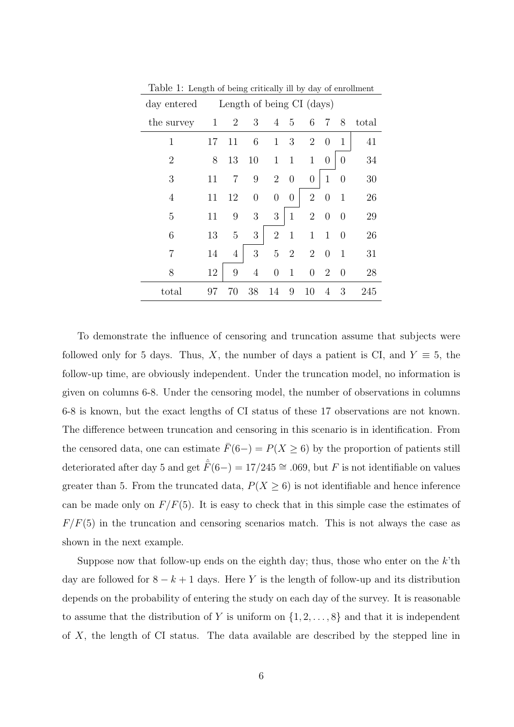Table 1: Length of being critically ill by day of enrollment

| day entered the survey | 1 | 2 | 3 | 4 | 5 | 6 | 7 | 8 | total |
|---|---|---|---|---|---|---|---|---|---|
| 1 | 17 | 11 | 6 | 1 | 3 | 2 | 0 | 1 | 41 |
| 2 | 8 | 13 | 10 | 1 | 1 | 1 | 0 | 0 | 34 |
| 3 | 11 | 7 | 9 | 2 | 0 | 0 | 1 | 0 | 30 |
| 4 | 11 | 12 | 0 | 0 | 0 | 2 | 0 | 1 | 26 |
| 5 | 11 | 9 | 3 | 3 | 1 | 2 | 0 | 0 | 29 |
| 6 | 13 | 5 | 3 | 2 | 1 | 1 | 1 | 0 | 26 |
| 7 | 14 | 4 | 3 | 5 | 2 | 2 | 0 | 1 | 31 |
| 8 | 12 | 9 | 4 | 0 | 1 | 0 | 2 | 0 | 28 |
| total | 97 | 70 | 38 | 14 | 9 | 10 | 4 | 3 | 245 |

(Columns 1–8: Length of being CI (days))

To demonstrate the influence of censoring and truncation assume that subjects were followed only for 5 days. Thus, $X$, the number of days a patient is CI, and $Y \equiv 5$, the follow-up time, are obviously independent. Under the truncation model, no information is given on columns 6-8. Under the censoring model, the number of observations in columns 6-8 is known, but the exact lengths of CI status of these 17 observations are not known. The difference between truncation and censoring in this scenario is in identification. From the censored data, one can estimate $\bar{F}(6-) = P(X \geq 6)$ by the proportion of patients still deteriorated after day 5 and get $\hat{\bar{F}}(6-) = 17/245 \cong .069$, but $F$ is not identifiable on values greater than 5. From the truncated data, $P(X \geq 6)$ is not identifiable and hence inference can be made only on $F/F(5)$. It is easy to check that in this simple case the estimates of $F/F(5)$ in the truncation and censoring scenarios match. This is not always the case as shown in the next example.

Suppose now that follow-up ends on the eighth day; thus, those who enter on the $k$'th day are followed for $8 - k + 1$ days. Here $Y$ is the length of follow-up and its distribution depends on the probability of entering the study on each day of the survey. It is reasonable to assume that the distribution of $Y$ is uniform on $\{1, 2, \ldots, 8\}$ and that it is independent of $X$, the length of CI status. The data available are described by the stepped line in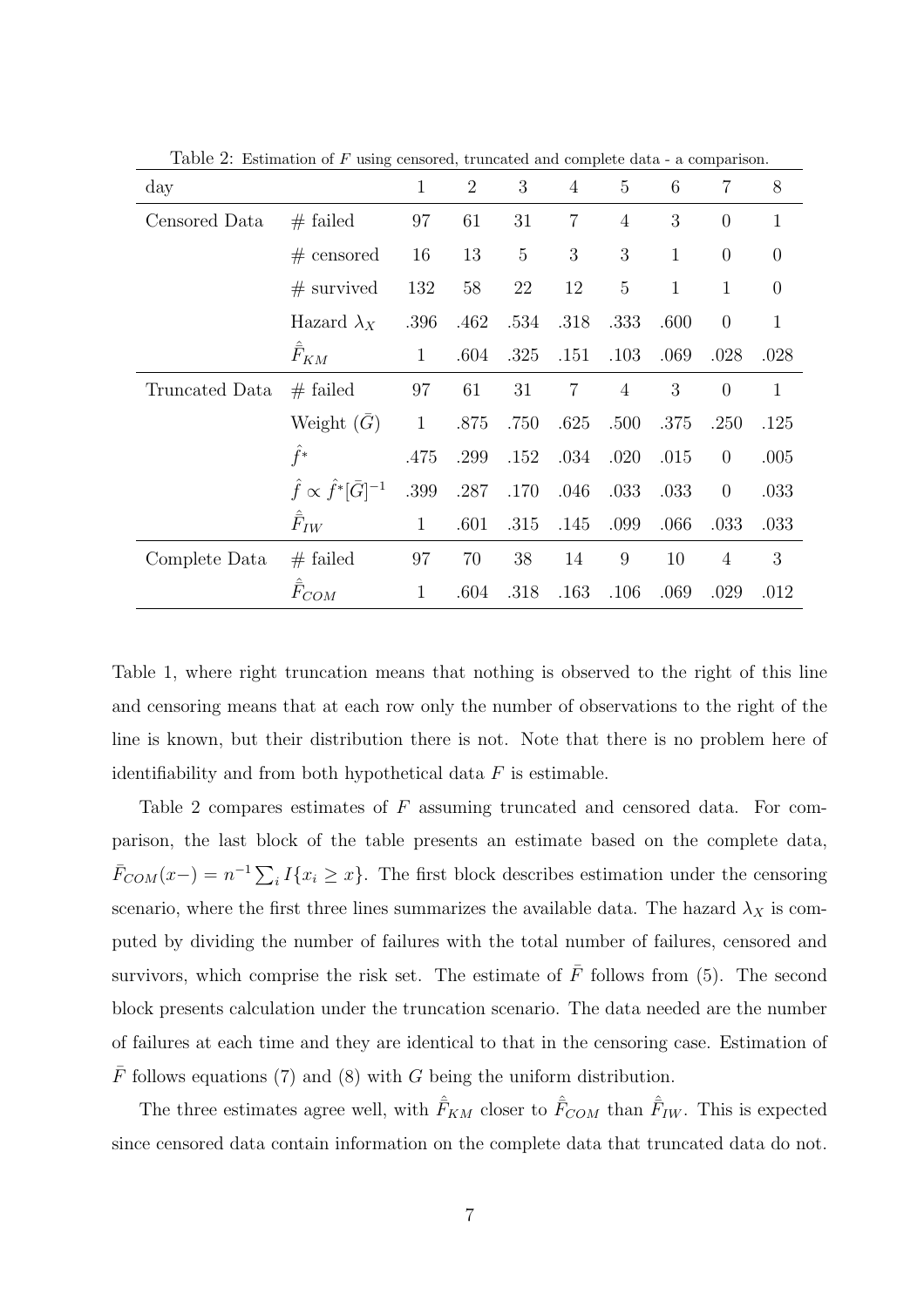Table 2: Estimation of $F$ using censored, truncated and complete data - a comparison.

| day | | 1 | 2 | 3 | 4 | 5 | 6 | 7 | 8 |
|---|---|---|---|---|---|---|---|---|---|
| Censored Data | # failed | 97 | 61 | 31 | 7 | 4 | 3 | 0 | 1 |
| | # censored | 16 | 13 | 5 | 3 | 3 | 1 | 0 | 0 |
| | # survived | 132 | 58 | 22 | 12 | 5 | 1 | 1 | 0 |
| | Hazard $\lambda_X$ | .396 | .462 | .534 | .318 | .333 | .600 | 0 | 1 |
| | $\hat{\bar{F}}_{KM}$ | 1 | .604 | .325 | .151 | .103 | .069 | .028 | .028 |
| Truncated Data | # failed | 97 | 61 | 31 | 7 | 4 | 3 | 0 | 1 |
| | Weight $(\bar{G})$ | 1 | .875 | .750 | .625 | .500 | .375 | .250 | .125 |
| | $\hat{f}^*$ | .475 | .299 | .152 | .034 | .020 | .015 | 0 | .005 |
| | $\hat{f} \propto \hat{f}^*[\bar{G}]^{-1}$ | .399 | .287 | .170 | .046 | .033 | .033 | 0 | .033 |
| | $\hat{\bar{F}}_{IW}$ | 1 | .601 | .315 | .145 | .099 | .066 | .033 | .033 |
| Complete Data | # failed | 97 | 70 | 38 | 14 | 9 | 10 | 4 | 3 |
| | $\hat{\bar{F}}_{COM}$ | 1 | .604 | .318 | .163 | .106 | .069 | .029 | .012 |

Table 1, where right truncation means that nothing is observed to the right of this line and censoring means that at each row only the number of observations to the right of the line is known, but their distribution there is not. Note that there is no problem here of identifiability and from both hypothetical data $F$ is estimable.

Table 2 compares estimates of $F$ assuming truncated and censored data. For comparison, the last block of the table presents an estimate based on the complete data, $\bar{F}_{COM}(x-) = n^{-1} \sum_i I\{x_i \geq x\}$. The first block describes estimation under the censoring scenario, where the first three lines summarizes the available data. The hazard $\lambda_X$ is computed by dividing the number of failures with the total number of failures, censored and survivors, which comprise the risk set. The estimate of $\bar{F}$ follows from (5). The second block presents calculation under the truncation scenario. The data needed are the number of failures at each time and they are identical to that in the censoring case. Estimation of $\bar{F}$ follows equations (7) and (8) with $G$ being the uniform distribution.

The three estimates agree well, with $\hat{\bar{F}}_{KM}$ closer to $\hat{\bar{F}}_{COM}$ than $\hat{\bar{F}}_{IW}$. This is expected since censored data contain information on the complete data that truncated data do not.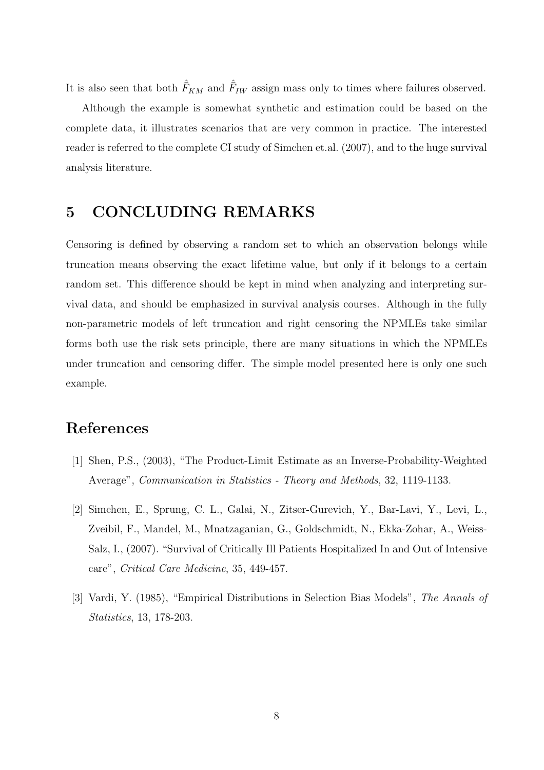It is also seen that both $\hat{\hat{F}}_{KM}$ and $\hat{\hat{F}}_{IW}$ assign mass only to times where failures observed.

Although the example is somewhat synthetic and estimation could be based on the complete data, it illustrates scenarios that are very common in practice. The interested reader is referred to the complete CI study of Simchen et.al. (2007), and to the huge survival analysis literature.

# 5 CONCLUDING REMARKS

Censoring is defined by observing a random set to which an observation belongs while truncation means observing the exact lifetime value, but only if it belongs to a certain random set. This difference should be kept in mind when analyzing and interpreting survival data, and should be emphasized in survival analysis courses. Although in the fully non-parametric models of left truncation and right censoring the NPMLEs take similar forms both use the risk sets principle, there are many situations in which the NPMLEs under truncation and censoring differ. The simple model presented here is only one such example.

# References

[1] Shen, P.S., (2003), "The Product-Limit Estimate as an Inverse-Probability-Weighted Average", *Communication in Statistics - Theory and Methods*, 32, 1119-1133.

[2] Simchen, E., Sprung, C. L., Galai, N., Zitser-Gurevich, Y., Bar-Lavi, Y., Levi, L., Zveibil, F., Mandel, M., Mnatzaganian, G., Goldschmidt, N., Ekka-Zohar, A., Weiss-Salz, I., (2007). "Survival of Critically Ill Patients Hospitalized In and Out of Intensive care", *Critical Care Medicine*, 35, 449-457.

[3] Vardi, Y. (1985), "Empirical Distributions in Selection Bias Models", *The Annals of Statistics*, 13, 178-203.